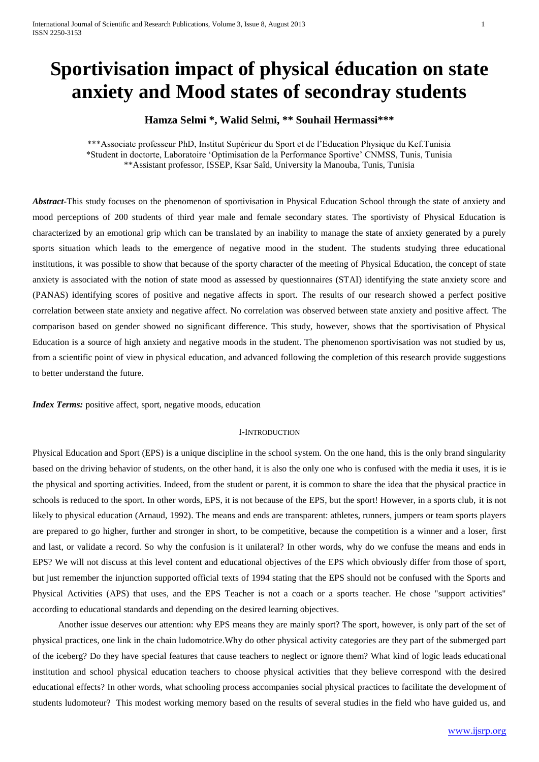# Sportivisation impact of physical éducation on state anxiety and Mood states of secondray students

**Hamza Selmi \*, Walid Selmi, \*\* Souhail Hermassi\*\*\***

\*\*\*Associate professeur PhD, Institut Supérieur du Sport et de l'Education Physique du Kef.Tunisia
\*Student in doctorte, Laboratoire 'Optimisation de la Performance Sportive' CNMSS, Tunis, Tunisia
\*\*Assistant professor, ISSEP, Ksar Saîd, University la Manouba, Tunis, Tunisia

***Abstract-*** This study focuses on the phenomenon of sportivisation in Physical Education School through the state of anxiety and mood perceptions of 200 students of third year male and female secondary states. The sportivisty of Physical Education is characterized by an emotional grip which can be translated by an inability to manage the state of anxiety generated by a purely sports situation which leads to the emergence of negative mood in the student. The students studying three educational institutions, it was possible to show that because of the sporty character of the meeting of Physical Education, the concept of state anxiety is associated with the notion of state mood as assessed by questionnaires (STAI) identifying the state anxiety score and (PANAS) identifying scores of positive and negative affects in sport. The results of our research showed a perfect positive correlation between state anxiety and negative affect. No correlation was observed between state anxiety and positive affect. The comparison based on gender showed no significant difference. This study, however, shows that the sportivisation of Physical Education is a source of high anxiety and negative moods in the student. The phenomenon sportivisation was not studied by us, from a scientific point of view in physical education, and advanced following the completion of this research provide suggestions to better understand the future.

***Index Terms:*** positive affect, sport, negative moods, education

## I-Introduction

Physical Education and Sport (EPS) is a unique discipline in the school system. On the one hand, this is the only brand singularity based on the driving behavior of students, on the other hand, it is also the only one who is confused with the media it uses, it is ie the physical and sporting activities. Indeed, from the student or parent, it is common to share the idea that the physical practice in schools is reduced to the sport. In other words, EPS, it is not because of the EPS, but the sport! However, in a sports club, it is not likely to physical education (Arnaud, 1992). The means and ends are transparent: athletes, runners, jumpers or team sports players are prepared to go higher, further and stronger in short, to be competitive, because the competition is a winner and a loser, first and last, or validate a record. So why the confusion is it unilateral? In other words, why do we confuse the means and ends in EPS? We will not discuss at this level content and educational objectives of the EPS which obviously differ from those of sport, but just remember the injunction supported official texts of 1994 stating that the EPS should not be confused with the Sports and Physical Activities (APS) that uses, and the EPS Teacher is not a coach or a sports teacher. He chose "support activities" according to educational standards and depending on the desired learning objectives.

Another issue deserves our attention: why EPS means they are mainly sport? The sport, however, is only part of the set of physical practices, one link in the chain ludomotrice.Why do other physical activity categories are they part of the submerged part of the iceberg? Do they have special features that cause teachers to neglect or ignore them? What kind of logic leads educational institution and school physical education teachers to choose physical activities that they believe correspond with the desired educational effects? In other words, what schooling process accompanies social physical practices to facilitate the development of students ludomoteur? This modest working memory based on the results of several studies in the field who have guided us, and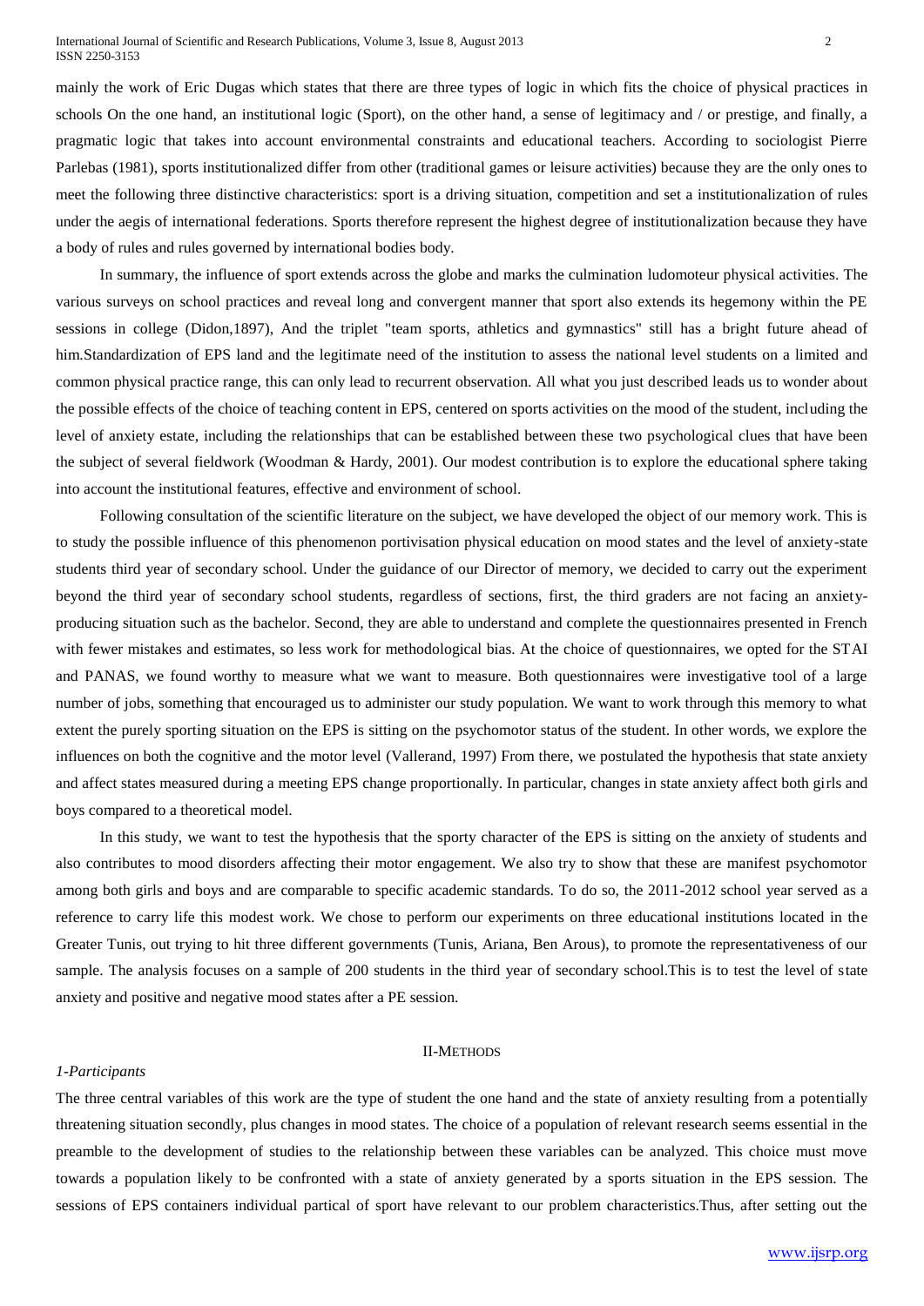mainly the work of Eric Dugas which states that there are three types of logic in which fits the choice of physical practices in schools On the one hand, an institutional logic (Sport), on the other hand, a sense of legitimacy and / or prestige, and finally, a pragmatic logic that takes into account environmental constraints and educational teachers. According to sociologist Pierre Parlebas (1981), sports institutionalized differ from other (traditional games or leisure activities) because they are the only ones to meet the following three distinctive characteristics: sport is a driving situation, competition and set a institutionalization of rules under the aegis of international federations. Sports therefore represent the highest degree of institutionalization because they have a body of rules and rules governed by international bodies body.

In summary, the influence of sport extends across the globe and marks the culmination ludomoteur physical activities. The various surveys on school practices and reveal long and convergent manner that sport also extends its hegemony within the PE sessions in college (Didon,1897), And the triplet "team sports, athletics and gymnastics" still has a bright future ahead of him.Standardization of EPS land and the legitimate need of the institution to assess the national level students on a limited and common physical practice range, this can only lead to recurrent observation. All what you just described leads us to wonder about the possible effects of the choice of teaching content in EPS, centered on sports activities on the mood of the student, including the level of anxiety estate, including the relationships that can be established between these two psychological clues that have been the subject of several fieldwork (Woodman & Hardy, 2001). Our modest contribution is to explore the educational sphere taking into account the institutional features, effective and environment of school.

Following consultation of the scientific literature on the subject, we have developed the object of our memory work. This is to study the possible influence of this phenomenon portivisation physical education on mood states and the level of anxiety-state students third year of secondary school. Under the guidance of our Director of memory, we decided to carry out the experiment beyond the third year of secondary school students, regardless of sections, first, the third graders are not facing an anxiety-producing situation such as the bachelor. Second, they are able to understand and complete the questionnaires presented in French with fewer mistakes and estimates, so less work for methodological bias. At the choice of questionnaires, we opted for the STAI and PANAS, we found worthy to measure what we want to measure. Both questionnaires were investigative tool of a large number of jobs, something that encouraged us to administer our study population. We want to work through this memory to what extent the purely sporting situation on the EPS is sitting on the psychomotor status of the student. In other words, we explore the influences on both the cognitive and the motor level (Vallerand, 1997) From there, we postulated the hypothesis that state anxiety and affect states measured during a meeting EPS change proportionally. In particular, changes in state anxiety affect both girls and boys compared to a theoretical model.

In this study, we want to test the hypothesis that the sporty character of the EPS is sitting on the anxiety of students and also contributes to mood disorders affecting their motor engagement. We also try to show that these are manifest psychomotor among both girls and boys and are comparable to specific academic standards. To do so, the 2011-2012 school year served as a reference to carry life this modest work. We chose to perform our experiments on three educational institutions located in the Greater Tunis, out trying to hit three different governments (Tunis, Ariana, Ben Arous), to promote the representativeness of our sample. The analysis focuses on a sample of 200 students in the third year of secondary school.This is to test the level of state anxiety and positive and negative mood states after a PE session.

## II-METHODS

### *1-Participants*

The three central variables of this work are the type of student the one hand and the state of anxiety resulting from a potentially threatening situation secondly, plus changes in mood states. The choice of a population of relevant research seems essential in the preamble to the development of studies to the relationship between these variables can be analyzed. This choice must move towards a population likely to be confronted with a state of anxiety generated by a sports situation in the EPS session. The sessions of EPS containers individual partical of sport have relevant to our problem characteristics.Thus, after setting out the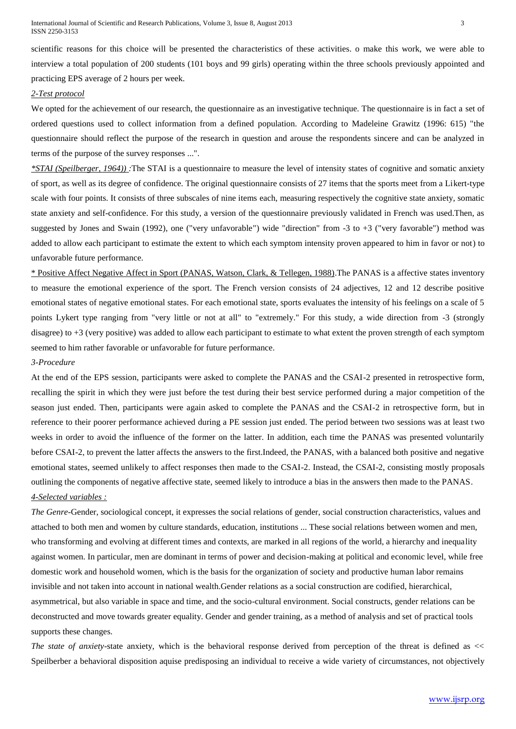scientific reasons for this choice will be presented the characteristics of these activities. o make this work, we were able to interview a total population of 200 students (101 boys and 99 girls) operating within the three schools previously appointed and practicing EPS average of 2 hours per week.

*2-Test protocol*

We opted for the achievement of our research, the questionnaire as an investigative technique. The questionnaire is in fact a set of ordered questions used to collect information from a defined population. According to Madeleine Grawitz (1996: 615) "the questionnaire should reflect the purpose of the research in question and arouse the respondents sincere and can be analyzed in terms of the purpose of the survey responses ...".

*\*STAI (Speilberger, 1964)) :*The STAI is a questionnaire to measure the level of intensity states of cognitive and somatic anxiety of sport, as well as its degree of confidence. The original questionnaire consists of 27 items that the sports meet from a Likert-type scale with four points. It consists of three subscales of nine items each, measuring respectively the cognitive state anxiety, somatic state anxiety and self-confidence. For this study, a version of the questionnaire previously validated in French was used.Then, as suggested by Jones and Swain (1992), one ("very unfavorable") wide "direction" from -3 to +3 ("very favorable") method was added to allow each participant to estimate the extent to which each symptom intensity proven appeared to him in favor or not) to unfavorable future performance.

\* Positive Affect Negative Affect in Sport (PANAS, Watson, Clark, & Tellegen, 1988).The PANAS is a affective states inventory to measure the emotional experience of the sport. The French version consists of 24 adjectives, 12 and 12 describe positive emotional states of negative emotional states. For each emotional state, sports evaluates the intensity of his feelings on a scale of 5 points Lykert type ranging from "very little or not at all" to "extremely." For this study, a wide direction from -3 (strongly disagree) to +3 (very positive) was added to allow each participant to estimate to what extent the proven strength of each symptom seemed to him rather favorable or unfavorable for future performance.

*3-Procedure*

At the end of the EPS session, participants were asked to complete the PANAS and the CSAI-2 presented in retrospective form, recalling the spirit in which they were just before the test during their best service performed during a major competition of the season just ended. Then, participants were again asked to complete the PANAS and the CSAI-2 in retrospective form, but in reference to their poorer performance achieved during a PE session just ended. The period between two sessions was at least two weeks in order to avoid the influence of the former on the latter. In addition, each time the PANAS was presented voluntarily before CSAI-2, to prevent the latter affects the answers to the first.Indeed, the PANAS, with a balanced both positive and negative emotional states, seemed unlikely to affect responses then made to the CSAI-2. Instead, the CSAI-2, consisting mostly proposals outlining the components of negative affective state, seemed likely to introduce a bias in the answers then made to the PANAS.

*4-Selected variables :*

*The Genre*-Gender, sociological concept, it expresses the social relations of gender, social construction characteristics, values and attached to both men and women by culture standards, education, institutions ... These social relations between women and men, who transforming and evolving at different times and contexts, are marked in all regions of the world, a hierarchy and inequality against women. In particular, men are dominant in terms of power and decision-making at political and economic level, while free domestic work and household women, which is the basis for the organization of society and productive human labor remains invisible and not taken into account in national wealth.Gender relations as a social construction are codified, hierarchical, asymmetrical, but also variable in space and time, and the socio-cultural environment. Social constructs, gender relations can be deconstructed and move towards greater equality. Gender and gender training, as a method of analysis and set of practical tools supports these changes.

*The state of anxiety*-state anxiety, which is the behavioral response derived from perception of the threat is defined as << Speilberber a behavioral disposition aquise predisposing an individual to receive a wide variety of circumstances, not objectively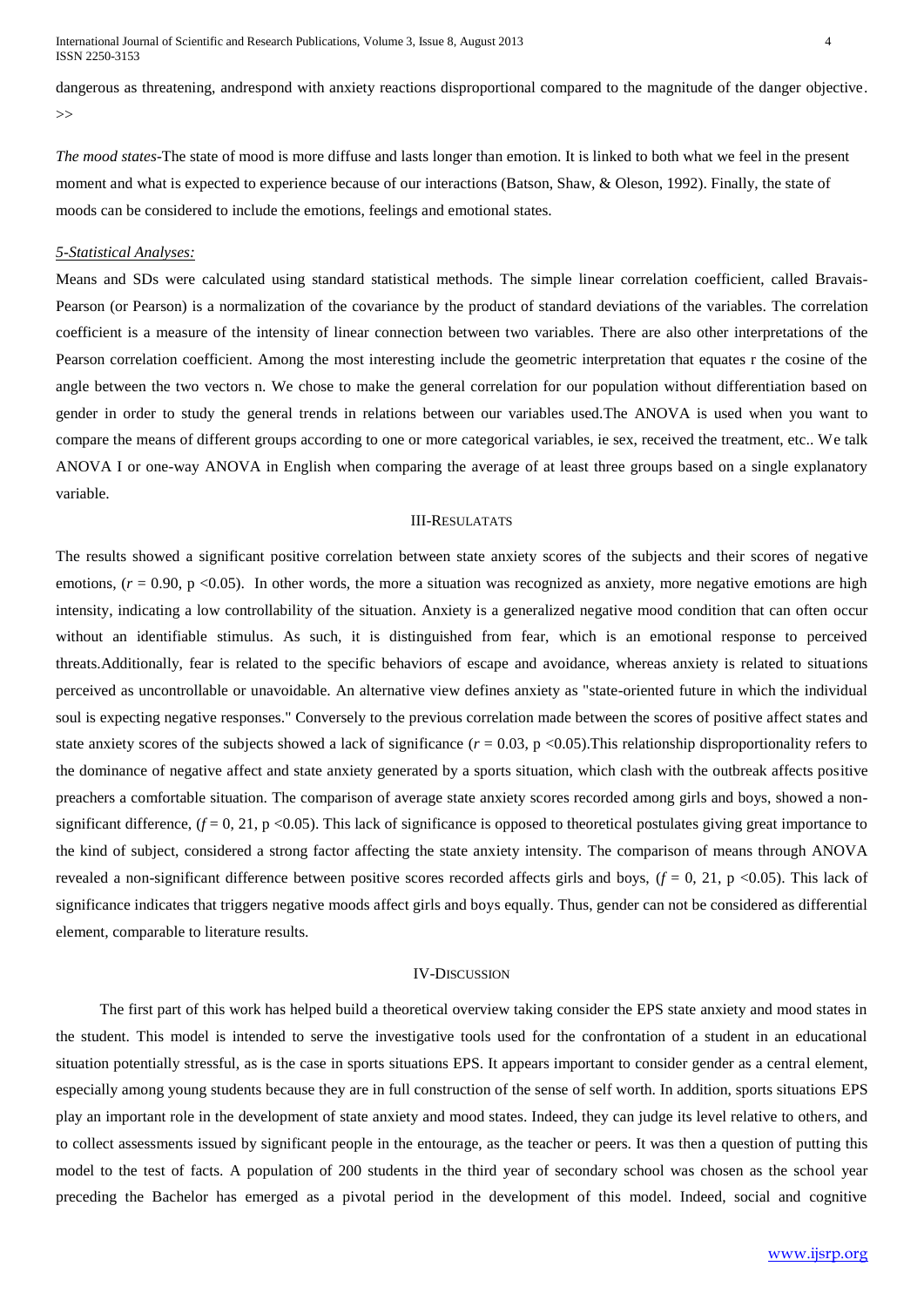dangerous as threatening, andrespond with anxiety reactions disproportional compared to the magnitude of the danger objective. >>

*The mood states*-The state of mood is more diffuse and lasts longer than emotion. It is linked to both what we feel in the present moment and what is expected to experience because of our interactions (Batson, Shaw, & Oleson, 1992). Finally, the state of moods can be considered to include the emotions, feelings and emotional states.

### *5-Statistical Analyses:*

Means and SDs were calculated using standard statistical methods. The simple linear correlation coefficient, called Bravais-Pearson (or Pearson) is a normalization of the covariance by the product of standard deviations of the variables. The correlation coefficient is a measure of the intensity of linear connection between two variables. There are also other interpretations of the Pearson correlation coefficient. Among the most interesting include the geometric interpretation that equates r the cosine of the angle between the two vectors n. We chose to make the general correlation for our population without differentiation based on gender in order to study the general trends in relations between our variables used.The ANOVA is used when you want to compare the means of different groups according to one or more categorical variables, ie sex, received the treatment, etc.. We talk ANOVA I or one-way ANOVA in English when comparing the average of at least three groups based on a single explanatory variable.

## III-Resulatats

The results showed a significant positive correlation between state anxiety scores of the subjects and their scores of negative emotions, ($r$ = 0.90, $p < 0.05$). In other words, the more a situation was recognized as anxiety, more negative emotions are high intensity, indicating a low controllability of the situation. Anxiety is a generalized negative mood condition that can often occur without an identifiable stimulus. As such, it is distinguished from fear, which is an emotional response to perceived threats.Additionally, fear is related to the specific behaviors of escape and avoidance, whereas anxiety is related to situations perceived as uncontrollable or unavoidable. An alternative view defines anxiety as "state-oriented future in which the individual soul is expecting negative responses." Conversely to the previous correlation made between the scores of positive affect states and state anxiety scores of the subjects showed a lack of significance ($r$ = 0.03, $p < 0.05$).This relationship disproportionality refers to the dominance of negative affect and state anxiety generated by a sports situation, which clash with the outbreak affects positive preachers a comfortable situation. The comparison of average state anxiety scores recorded among girls and boys, showed a non-significant difference, ($f$ = 0, 21, $p < 0.05$). This lack of significance is opposed to theoretical postulates giving great importance to the kind of subject, considered a strong factor affecting the state anxiety intensity. The comparison of means through ANOVA revealed a non-significant difference between positive scores recorded affects girls and boys, ($f$ = 0, 21, $p < 0.05$). This lack of significance indicates that triggers negative moods affect girls and boys equally. Thus, gender can not be considered as differential element, comparable to literature results.

## IV-Discussion

The first part of this work has helped build a theoretical overview taking consider the EPS state anxiety and mood states in the student. This model is intended to serve the investigative tools used for the confrontation of a student in an educational situation potentially stressful, as is the case in sports situations EPS. It appears important to consider gender as a central element, especially among young students because they are in full construction of the sense of self worth. In addition, sports situations EPS play an important role in the development of state anxiety and mood states. Indeed, they can judge its level relative to others, and to collect assessments issued by significant people in the entourage, as the teacher or peers. It was then a question of putting this model to the test of facts. A population of 200 students in the third year of secondary school was chosen as the school year preceding the Bachelor has emerged as a pivotal period in the development of this model. Indeed, social and cognitive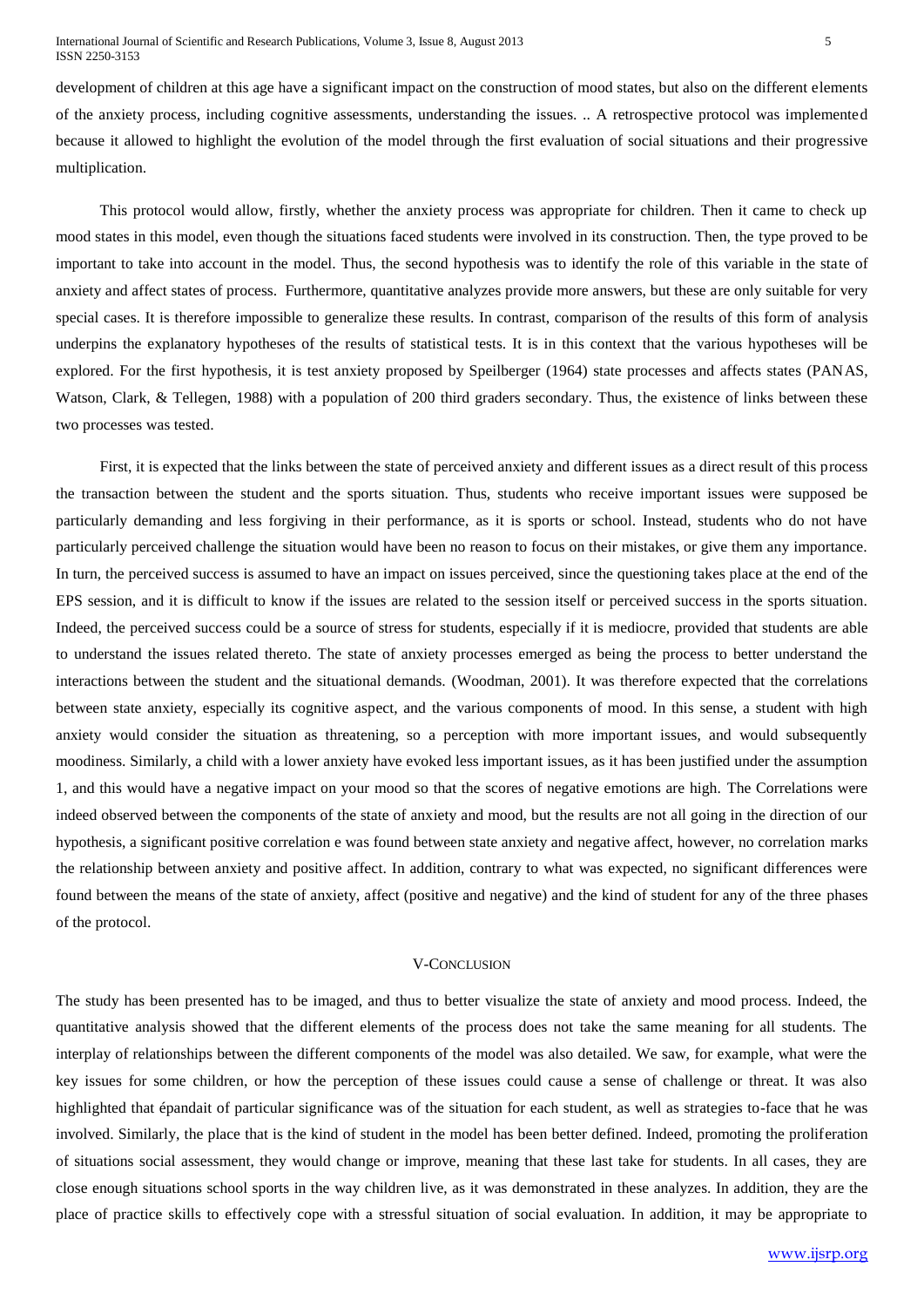development of children at this age have a significant impact on the construction of mood states, but also on the different elements of the anxiety process, including cognitive assessments, understanding the issues. .. A retrospective protocol was implemented because it allowed to highlight the evolution of the model through the first evaluation of social situations and their progressive multiplication.

This protocol would allow, firstly, whether the anxiety process was appropriate for children. Then it came to check up mood states in this model, even though the situations faced students were involved in its construction. Then, the type proved to be important to take into account in the model. Thus, the second hypothesis was to identify the role of this variable in the state of anxiety and affect states of process. Furthermore, quantitative analyzes provide more answers, but these are only suitable for very special cases. It is therefore impossible to generalize these results. In contrast, comparison of the results of this form of analysis underpins the explanatory hypotheses of the results of statistical tests. It is in this context that the various hypotheses will be explored. For the first hypothesis, it is test anxiety proposed by Speilberger (1964) state processes and affects states (PANAS, Watson, Clark, & Tellegen, 1988) with a population of 200 third graders secondary. Thus, the existence of links between these two processes was tested.

First, it is expected that the links between the state of perceived anxiety and different issues as a direct result of this process the transaction between the student and the sports situation. Thus, students who receive important issues were supposed be particularly demanding and less forgiving in their performance, as it is sports or school. Instead, students who do not have particularly perceived challenge the situation would have been no reason to focus on their mistakes, or give them any importance. In turn, the perceived success is assumed to have an impact on issues perceived, since the questioning takes place at the end of the EPS session, and it is difficult to know if the issues are related to the session itself or perceived success in the sports situation. Indeed, the perceived success could be a source of stress for students, especially if it is mediocre, provided that students are able to understand the issues related thereto. The state of anxiety processes emerged as being the process to better understand the interactions between the student and the situational demands. (Woodman, 2001). It was therefore expected that the correlations between state anxiety, especially its cognitive aspect, and the various components of mood. In this sense, a student with high anxiety would consider the situation as threatening, so a perception with more important issues, and would subsequently moodiness. Similarly, a child with a lower anxiety have evoked less important issues, as it has been justified under the assumption 1, and this would have a negative impact on your mood so that the scores of negative emotions are high. The Correlations were indeed observed between the components of the state of anxiety and mood, but the results are not all going in the direction of our hypothesis, a significant positive correlation e was found between state anxiety and negative affect, however, no correlation marks the relationship between anxiety and positive affect. In addition, contrary to what was expected, no significant differences were found between the means of the state of anxiety, affect (positive and negative) and the kind of student for any of the three phases of the protocol.

## V-Conclusion

The study has been presented has to be imaged, and thus to better visualize the state of anxiety and mood process. Indeed, the quantitative analysis showed that the different elements of the process does not take the same meaning for all students. The interplay of relationships between the different components of the model was also detailed. We saw, for example, what were the key issues for some children, or how the perception of these issues could cause a sense of challenge or threat. It was also highlighted that épandait of particular significance was of the situation for each student, as well as strategies to-face that he was involved. Similarly, the place that is the kind of student in the model has been better defined. Indeed, promoting the proliferation of situations social assessment, they would change or improve, meaning that these last take for students. In all cases, they are close enough situations school sports in the way children live, as it was demonstrated in these analyzes. In addition, they are the place of practice skills to effectively cope with a stressful situation of social evaluation. In addition, it may be appropriate to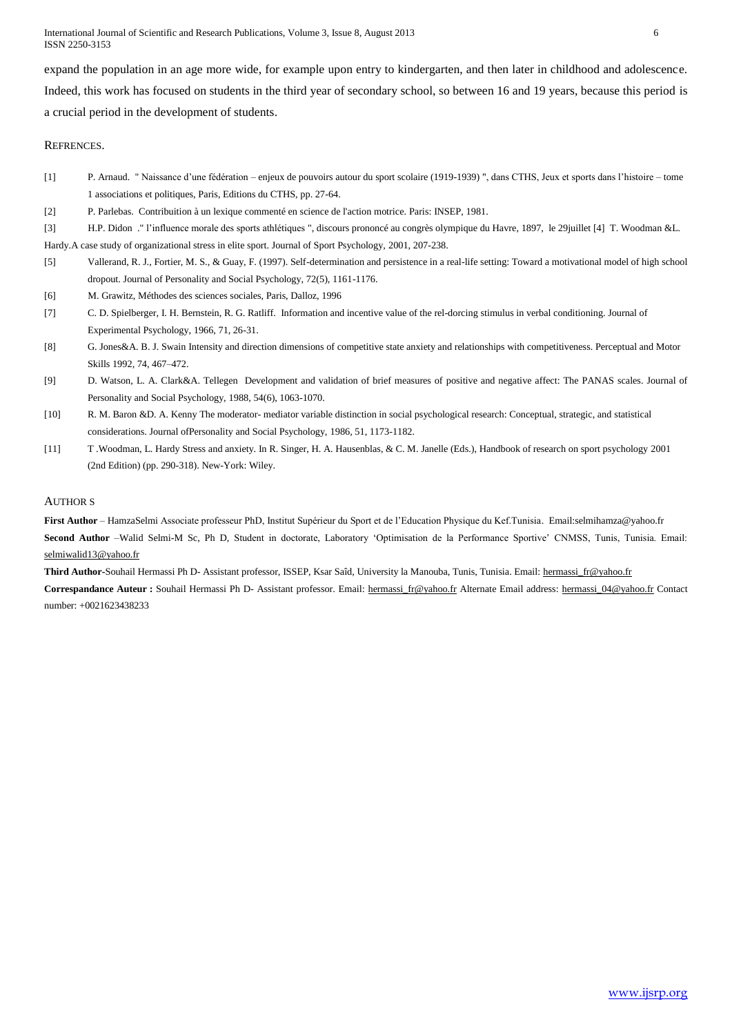expand the population in an age more wide, for example upon entry to kindergarten, and then later in childhood and adolescence. Indeed, this work has focused on students in the third year of secondary school, so between 16 and 19 years, because this period is a crucial period in the development of students.

## REFRENCES.

[1] P. Arnaud. " Naissance d'une fédération – enjeux de pouvoirs autour du sport scolaire (1919-1939) ", dans CTHS, Jeux et sports dans l'histoire – tome 1 associations et politiques, Paris, Editions du CTHS, pp. 27-64.

[2] P. Parlebas. Contribuition à un lexique commenté en science de l'action motrice. Paris: INSEP, 1981.

[3] H.P. Didon ." l'influence morale des sports athlétiques ", discours prononcé au congrès olympique du Havre, 1897, le 29juillet [4] T. Woodman &L. Hardy.A case study of organizational stress in elite sport. Journal of Sport Psychology, 2001, 207-238.

[5] Vallerand, R. J., Fortier, M. S., & Guay, F. (1997). Self-determination and persistence in a real-life setting: Toward a motivational model of high school dropout. Journal of Personality and Social Psychology, 72(5), 1161-1176.

[6] M. Grawitz, Méthodes des sciences sociales, Paris, Dalloz, 1996

[7] C. D. Spielberger, I. H. Bernstein, R. G. Ratliff. Information and incentive value of the rel-dorcing stimulus in verbal conditioning. Journal of Experimental Psychology, 1966, 71, 26-31.

[8] G. Jones&A. B. J. Swain Intensity and direction dimensions of competitive state anxiety and relationships with competitiveness. Perceptual and Motor Skills 1992, 74, 467–472.

[9] D. Watson, L. A. Clark&A. Tellegen Development and validation of brief measures of positive and negative affect: The PANAS scales. Journal of Personality and Social Psychology, 1988, 54(6), 1063-1070.

[10] R. M. Baron &D. A. Kenny The moderator- mediator variable distinction in social psychological research: Conceptual, strategic, and statistical considerations. Journal ofPersonality and Social Psychology, 1986, 51, 1173-1182.

[11] T .Woodman, L. Hardy Stress and anxiety. In R. Singer, H. A. Hausenblas, & C. M. Janelle (Eds.), Handbook of research on sport psychology 2001 (2nd Edition) (pp. 290-318). New-York: Wiley.

## AUTHOR S

**First Author** – HamzaSelmi Associate professeur PhD, Institut Supérieur du Sport et de l'Education Physique du Kef.Tunisia. Email:selmihamza@yahoo.fr

**Second Author** –Walid Selmi-M Sc, Ph D, Student in doctorate, Laboratory 'Optimisation de la Performance Sportive' CNMSS, Tunis, Tunisia. Email: selmiwalid13@yahoo.fr

**Third Author**-Souhail Hermassi Ph D- Assistant professor, ISSEP, Ksar Saîd, University la Manouba, Tunis, Tunisia. Email: hermassi_fr@yahoo.fr

**Correspandance Auteur :** Souhail Hermassi Ph D- Assistant professor. Email: hermassi_fr@yahoo.fr Alternate Email address: hermassi_04@yahoo.fr Contact number: +0021623438233